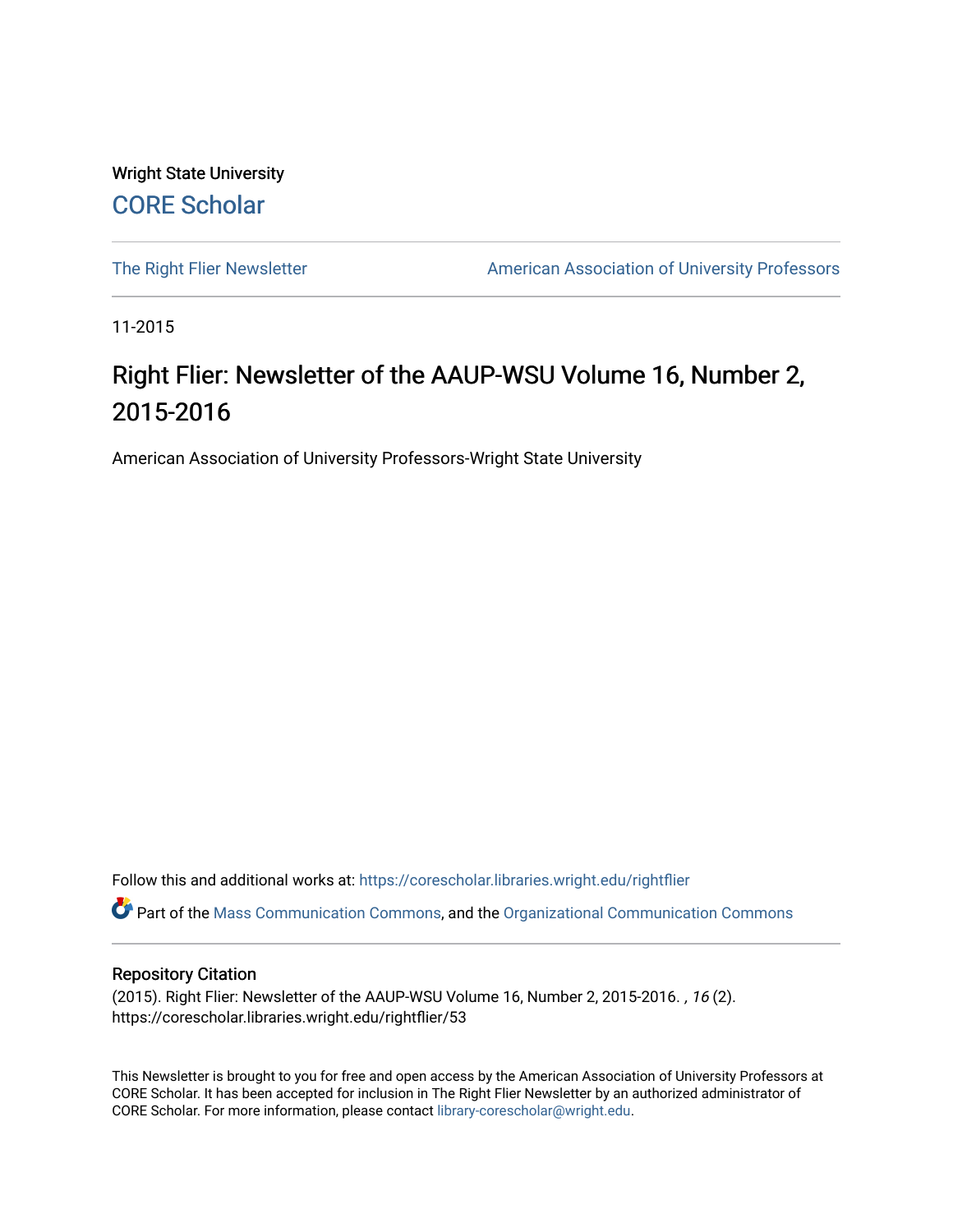Wright State University

CORE Scholar

The Right Flier Newsletter | American Association of University Professors

11-2015

# Right Flier: Newsletter of the AAUP-WSU Volume 16, Number 2, 2015-2016

American Association of University Professors-Wright State University

Follow this and additional works at: https://corescholar.libraries.wright.edu/rightflier

Part of the Mass Communication Commons, and the Organizational Communication Commons

## Repository Citation

(2015). Right Flier: Newsletter of the AAUP-WSU Volume 16, Number 2, 2015-2016. *, 16* (2). https://corescholar.libraries.wright.edu/rightflier/53

This Newsletter is brought to you for free and open access by the American Association of University Professors at CORE Scholar. It has been accepted for inclusion in The Right Flier Newsletter by an authorized administrator of CORE Scholar. For more information, please contact library-corescholar@wright.edu.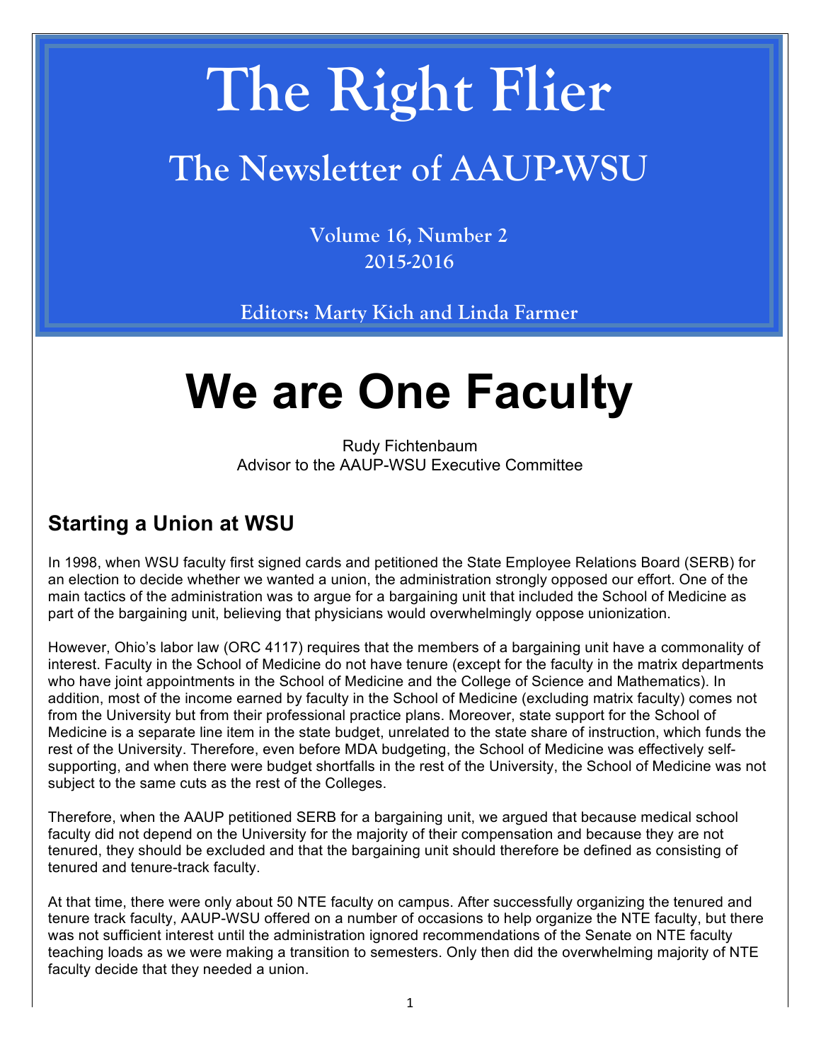# The Right Flier

## The Newsletter of AAUP-WSU

Volume 16, Number 2
2015-2016

Editors: Marty Kich and Linda Farmer

# We are One Faculty

Rudy Fichtenbaum
Advisor to the AAUP-WSU Executive Committee

## Starting a Union at WSU

In 1998, when WSU faculty first signed cards and petitioned the State Employee Relations Board (SERB) for an election to decide whether we wanted a union, the administration strongly opposed our effort. One of the main tactics of the administration was to argue for a bargaining unit that included the School of Medicine as part of the bargaining unit, believing that physicians would overwhelmingly oppose unionization.

However, Ohio's labor law (ORC 4117) requires that the members of a bargaining unit have a commonality of interest. Faculty in the School of Medicine do not have tenure (except for the faculty in the matrix departments who have joint appointments in the School of Medicine and the College of Science and Mathematics). In addition, most of the income earned by faculty in the School of Medicine (excluding matrix faculty) comes not from the University but from their professional practice plans. Moreover, state support for the School of Medicine is a separate line item in the state budget, unrelated to the state share of instruction, which funds the rest of the University. Therefore, even before MDA budgeting, the School of Medicine was effectively self-supporting, and when there were budget shortfalls in the rest of the University, the School of Medicine was not subject to the same cuts as the rest of the Colleges.

Therefore, when the AAUP petitioned SERB for a bargaining unit, we argued that because medical school faculty did not depend on the University for the majority of their compensation and because they are not tenured, they should be excluded and that the bargaining unit should therefore be defined as consisting of tenured and tenure-track faculty.

At that time, there were only about 50 NTE faculty on campus. After successfully organizing the tenured and tenure track faculty, AAUP-WSU offered on a number of occasions to help organize the NTE faculty, but there was not sufficient interest until the administration ignored recommendations of the Senate on NTE faculty teaching loads as we were making a transition to semesters. Only then did the overwhelming majority of NTE faculty decide that they needed a union.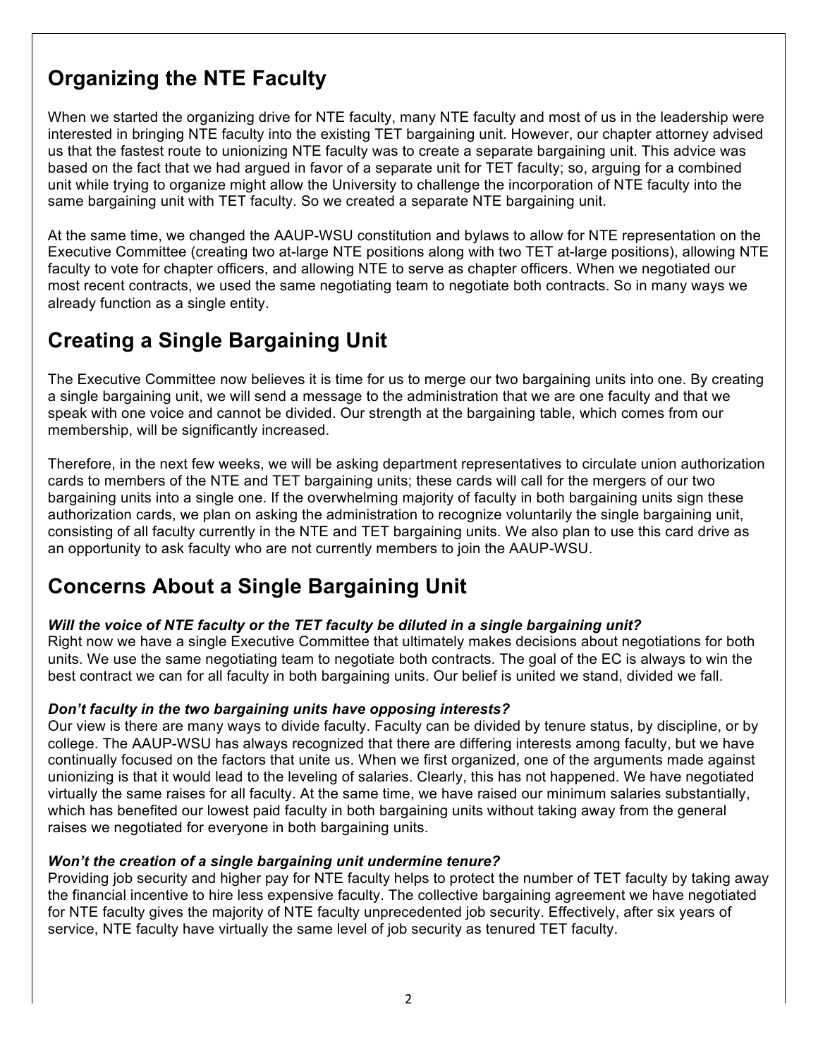## Organizing the NTE Faculty

When we started the organizing drive for NTE faculty, many NTE faculty and most of us in the leadership were interested in bringing NTE faculty into the existing TET bargaining unit. However, our chapter attorney advised us that the fastest route to unionizing NTE faculty was to create a separate bargaining unit. This advice was based on the fact that we had argued in favor of a separate unit for TET faculty; so, arguing for a combined unit while trying to organize might allow the University to challenge the incorporation of NTE faculty into the same bargaining unit with TET faculty. So we created a separate NTE bargaining unit.

At the same time, we changed the AAUP-WSU constitution and bylaws to allow for NTE representation on the Executive Committee (creating two at-large NTE positions along with two TET at-large positions), allowing NTE faculty to vote for chapter officers, and allowing NTE to serve as chapter officers. When we negotiated our most recent contracts, we used the same negotiating team to negotiate both contracts. So in many ways we already function as a single entity.

## Creating a Single Bargaining Unit

The Executive Committee now believes it is time for us to merge our two bargaining units into one. By creating a single bargaining unit, we will send a message to the administration that we are one faculty and that we speak with one voice and cannot be divided. Our strength at the bargaining table, which comes from our membership, will be significantly increased.

Therefore, in the next few weeks, we will be asking department representatives to circulate union authorization cards to members of the NTE and TET bargaining units; these cards will call for the mergers of our two bargaining units into a single one. If the overwhelming majority of faculty in both bargaining units sign these authorization cards, we plan on asking the administration to recognize voluntarily the single bargaining unit, consisting of all faculty currently in the NTE and TET bargaining units. We also plan to use this card drive as an opportunity to ask faculty who are not currently members to join the AAUP-WSU.

## Concerns About a Single Bargaining Unit

***Will the voice of NTE faculty or the TET faculty be diluted in a single bargaining unit?***

Right now we have a single Executive Committee that ultimately makes decisions about negotiations for both units. We use the same negotiating team to negotiate both contracts. The goal of the EC is always to win the best contract we can for all faculty in both bargaining units. Our belief is united we stand, divided we fall.

***Don't faculty in the two bargaining units have opposing interests?***

Our view is there are many ways to divide faculty. Faculty can be divided by tenure status, by discipline, or by college. The AAUP-WSU has always recognized that there are differing interests among faculty, but we have continually focused on the factors that unite us. When we first organized, one of the arguments made against unionizing is that it would lead to the leveling of salaries. Clearly, this has not happened. We have negotiated virtually the same raises for all faculty. At the same time, we have raised our minimum salaries substantially, which has benefited our lowest paid faculty in both bargaining units without taking away from the general raises we negotiated for everyone in both bargaining units.

***Won't the creation of a single bargaining unit undermine tenure?***

Providing job security and higher pay for NTE faculty helps to protect the number of TET faculty by taking away the financial incentive to hire less expensive faculty. The collective bargaining agreement we have negotiated for NTE faculty gives the majority of NTE faculty unprecedented job security. Effectively, after six years of service, NTE faculty have virtually the same level of job security as tenured TET faculty.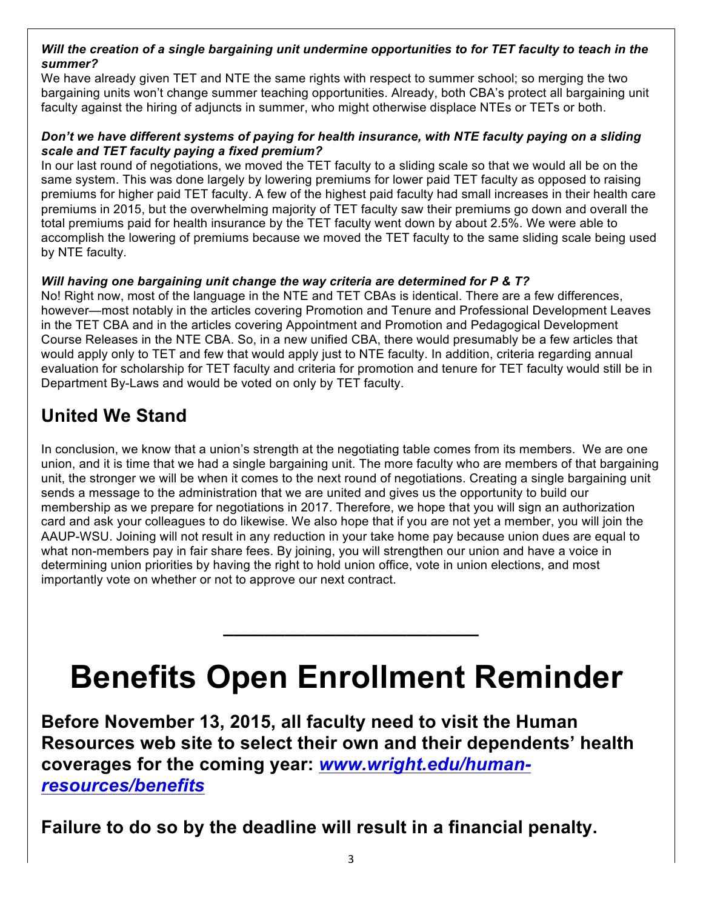***Will the creation of a single bargaining unit undermine opportunities to for TET faculty to teach in the summer?***

We have already given TET and NTE the same rights with respect to summer school; so merging the two bargaining units won't change summer teaching opportunities. Already, both CBA's protect all bargaining unit faculty against the hiring of adjuncts in summer, who might otherwise displace NTEs or TETs or both.

***Don't we have different systems of paying for health insurance, with NTE faculty paying on a sliding scale and TET faculty paying a fixed premium?***

In our last round of negotiations, we moved the TET faculty to a sliding scale so that we would all be on the same system. This was done largely by lowering premiums for lower paid TET faculty as opposed to raising premiums for higher paid TET faculty. A few of the highest paid faculty had small increases in their health care premiums in 2015, but the overwhelming majority of TET faculty saw their premiums go down and overall the total premiums paid for health insurance by the TET faculty went down by about 2.5%. We were able to accomplish the lowering of premiums because we moved the TET faculty to the same sliding scale being used by NTE faculty.

***Will having one bargaining unit change the way criteria are determined for P & T?***

No! Right now, most of the language in the NTE and TET CBAs is identical. There are a few differences, however—most notably in the articles covering Promotion and Tenure and Professional Development Leaves in the TET CBA and in the articles covering Appointment and Promotion and Pedagogical Development Course Releases in the NTE CBA. So, in a new unified CBA, there would presumably be a few articles that would apply only to TET and few that would apply just to NTE faculty. In addition, criteria regarding annual evaluation for scholarship for TET faculty and criteria for promotion and tenure for TET faculty would still be in Department By-Laws and would be voted on only by TET faculty.

## United We Stand

In conclusion, we know that a union's strength at the negotiating table comes from its members. We are one union, and it is time that we had a single bargaining unit. The more faculty who are members of that bargaining unit, the stronger we will be when it comes to the next round of negotiations. Creating a single bargaining unit sends a message to the administration that we are united and gives us the opportunity to build our membership as we prepare for negotiations in 2017. Therefore, we hope that you will sign an authorization card and ask your colleagues to do likewise. We also hope that if you are not yet a member, you will join the AAUP-WSU. Joining will not result in any reduction in your take home pay because union dues are equal to what non-members pay in fair share fees. By joining, you will strengthen our union and have a voice in determining union priorities by having the right to hold union office, vote in union elections, and most importantly vote on whether or not to approve our next contract.

---

# Benefits Open Enrollment Reminder

**Before November 13, 2015, all faculty need to visit the Human Resources web site to select their own and their dependents' health coverages for the coming year: *www.wright.edu/human-resources/benefits***

**Failure to do so by the deadline will result in a financial penalty.**